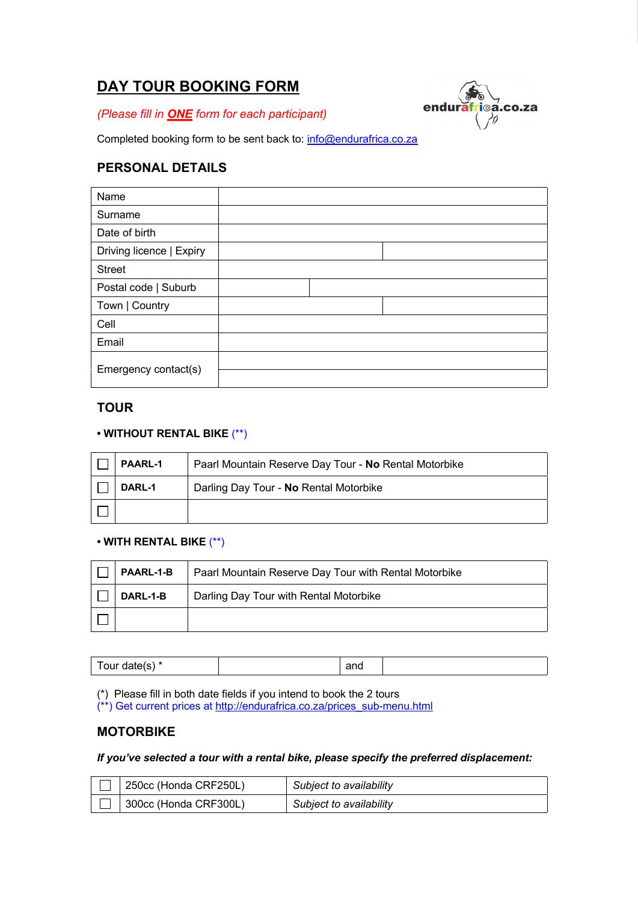# DAY TOUR BOOKING FORM

*(Please fill in **ONE** form for each participant)*

endurafrica.co.za

Completed booking form to be sent back to: info@endurafrica.co.za

## PERSONAL DETAILS

| | | |
|---|---|---|
| Name | | |
| Surname | | |
| Date of birth | | |
| Driving licence \| Expiry | | |
| Street | | |
| Postal code \| Suburb | | |
| Town \| Country | | |
| Cell | | |
| Email | | |
| Emergency contact(s) | | |
| | | |

## TOUR

**• WITHOUT RENTAL BIKE** (**)

| | | |
|---|---|---|
| ☐ | **PAARL-1** | Paarl Mountain Reserve Day Tour - **No** Rental Motorbike |
| ☐ | **DARL-1** | Darling Day Tour - **No** Rental Motorbike |
| ☐ | | |

**• WITH RENTAL BIKE** (**)

| | | |
|---|---|---|
| ☐ | **PAARL-1-B** | Paarl Mountain Reserve Day Tour with Rental Motorbike |
| ☐ | **DARL-1-B** | Darling Day Tour with Rental Motorbike |
| ☐ | | |

| | | | |
|---|---|---|---|
| Tour date(s) * | | and | |

(*) Please fill in both date fields if you intend to book the 2 tours
(**) Get current prices at http://endurafrica.co.za/prices_sub-menu.html

## MOTORBIKE

***If you've selected a tour with a rental bike, please specify the preferred displacement:***

| | | |
|---|---|---|
| ☐ | 250cc (Honda CRF250L) | *Subject to availability* |
| ☐ | 300cc (Honda CRF300L) | *Subject to availability* |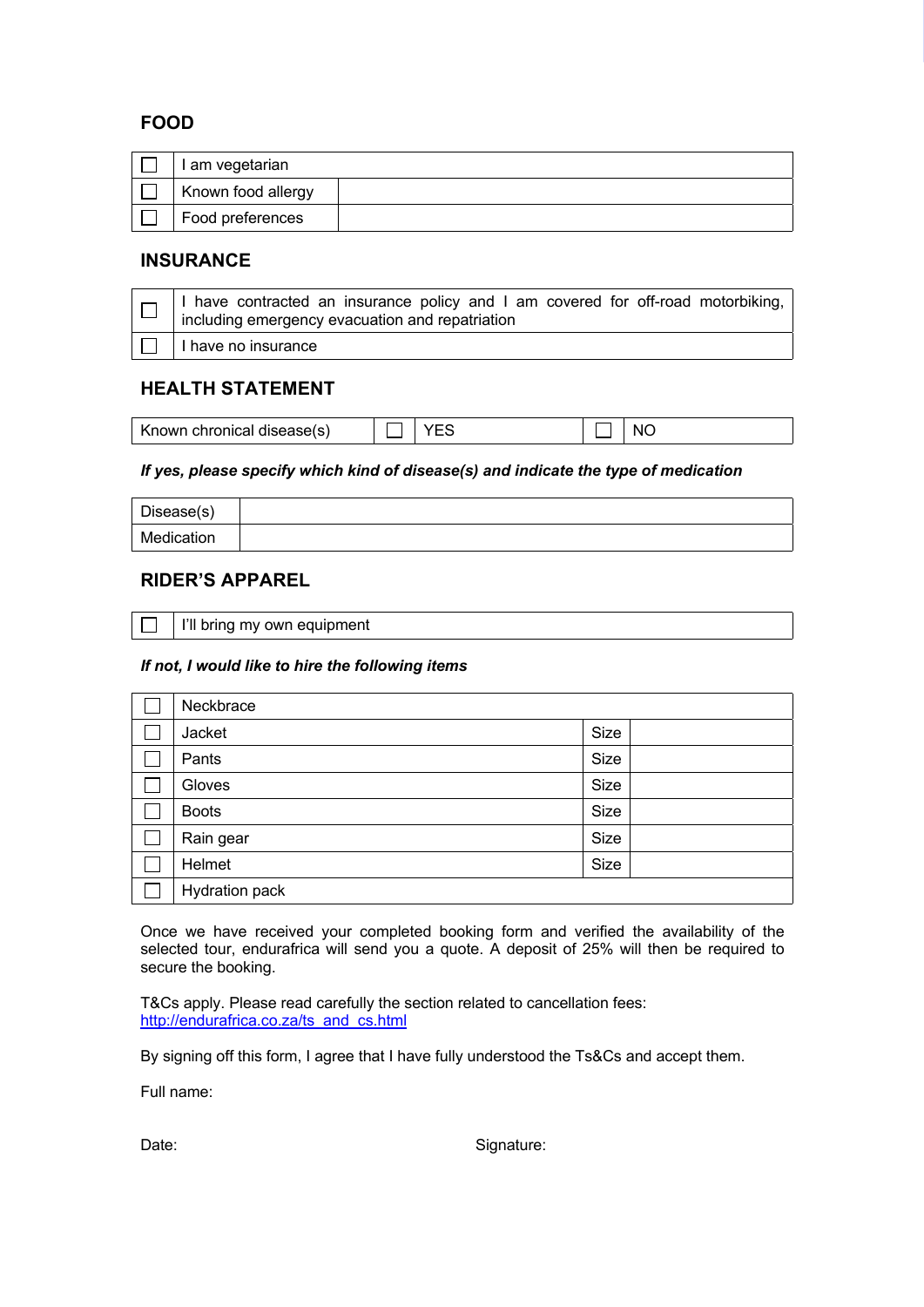## FOOD

| | | |
|---|---|---|
| ☐ | I am vegetarian | |
| ☐ | Known food allergy | |
| ☐ | Food preferences | |

## INSURANCE

| | |
|---|---|
| ☐ | I have contracted an insurance policy and I am covered for off-road motorbiking, including emergency evacuation and repatriation |
| ☐ | I have no insurance |

## HEALTH STATEMENT

| | | | | |
|---|---|---|---|---|
| Known chronical disease(s) | ☐ | YES | ☐ | NO |

***If yes, please specify which kind of disease(s) and indicate the type of medication***

| | |
|---|---|
| Disease(s) | |
| Medication | |

## RIDER'S APPAREL

| | |
|---|---|
| ☐ | I'll bring my own equipment |

***If not, I would like to hire the following items***

| | | | |
|---|---|---|---|
| ☐ | Neckbrace | | |
| ☐ | Jacket | Size | |
| ☐ | Pants | Size | |
| ☐ | Gloves | Size | |
| ☐ | Boots | Size | |
| ☐ | Rain gear | Size | |
| ☐ | Helmet | Size | |
| ☐ | Hydration pack | | |

Once we have received your completed booking form and verified the availability of the selected tour, endurafrica will send you a quote. A deposit of 25% will then be required to secure the booking.

T&Cs apply. Please read carefully the section related to cancellation fees: http://endurafrica.co.za/ts_and_cs.html

By signing off this form, I agree that I have fully understood the Ts&Cs and accept them.

Full name:

Date: Signature: